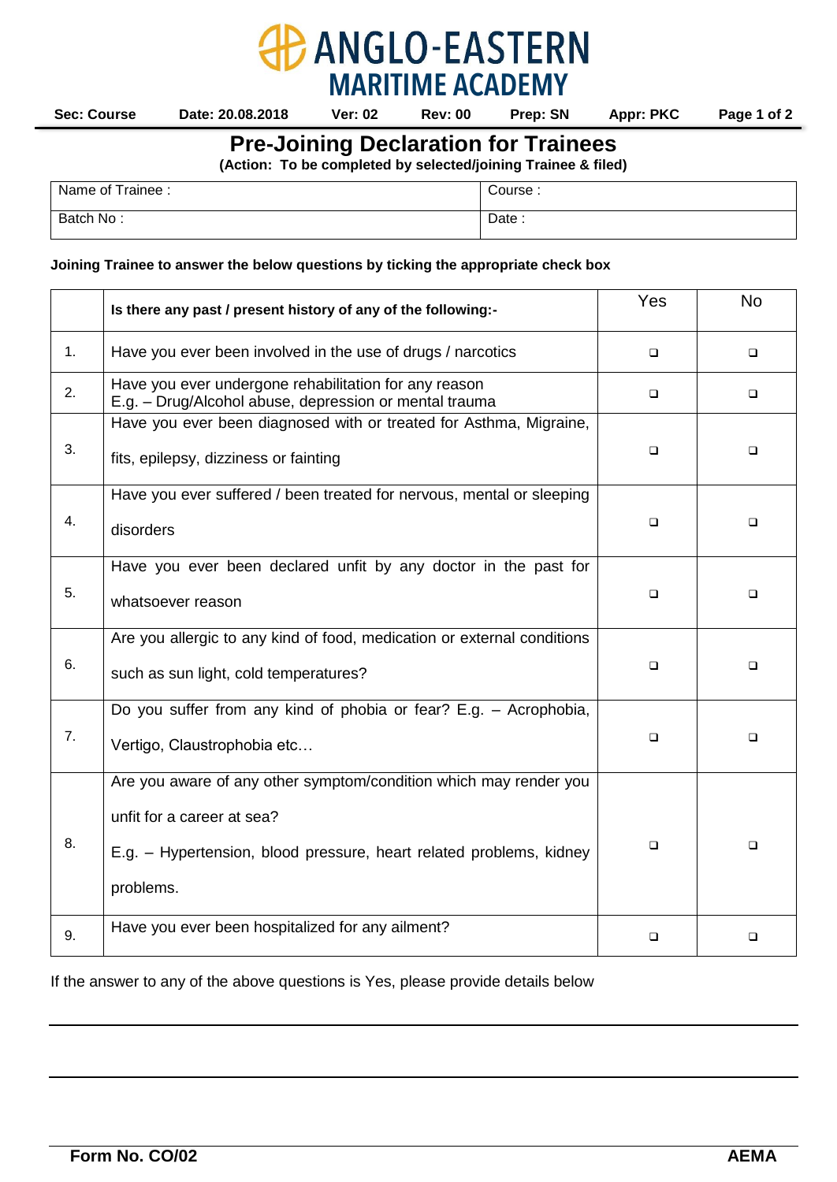# Pre-Joining Declaration for Trainees

**(Action: To be completed by selected/joining Trainee & filed)**

| Name of Trainee : | Course : |
|---|---|
| Batch No : | Date : |

**Joining Trainee to answer the below questions by ticking the appropriate check box**

| | **Is there any past / present history of any of the following:-** | Yes | No |
|---|---|---|---|
| 1. | Have you ever been involved in the use of drugs / narcotics | ❑ | ❑ |
| 2. | Have you ever undergone rehabilitation for any reason E.g. – Drug/Alcohol abuse, depression or mental trauma | ❑ | ❑ |
| 3. | Have you ever been diagnosed with or treated for Asthma, Migraine, fits, epilepsy, dizziness or fainting | ❑ | ❑ |
| 4. | Have you ever suffered / been treated for nervous, mental or sleeping disorders | ❑ | ❑ |
| 5. | Have you ever been declared unfit by any doctor in the past for whatsoever reason | ❑ | ❑ |
| 6. | Are you allergic to any kind of food, medication or external conditions such as sun light, cold temperatures? | ❑ | ❑ |
| 7. | Do you suffer from any kind of phobia or fear? E.g. – Acrophobia, Vertigo, Claustrophobia etc… | ❑ | ❑ |
| 8. | Are you aware of any other symptom/condition which may render you unfit for a career at sea? E.g. – Hypertension, blood pressure, heart related problems, kidney problems. | ❑ | ❑ |
| 9. | Have you ever been hospitalized for any ailment? | ❑ | ❑ |

If the answer to any of the above questions is Yes, please provide details below

\_\_\_\_\_\_\_\_\_\_\_\_\_\_\_\_\_\_\_\_\_\_\_\_\_\_\_\_\_\_\_\_\_\_\_\_\_\_\_\_\_\_\_\_\_\_\_\_\_\_

\_\_\_\_\_\_\_\_\_\_\_\_\_\_\_\_\_\_\_\_\_\_\_\_\_\_\_\_\_\_\_\_\_\_\_\_\_\_\_\_\_\_\_\_\_\_\_\_\_\_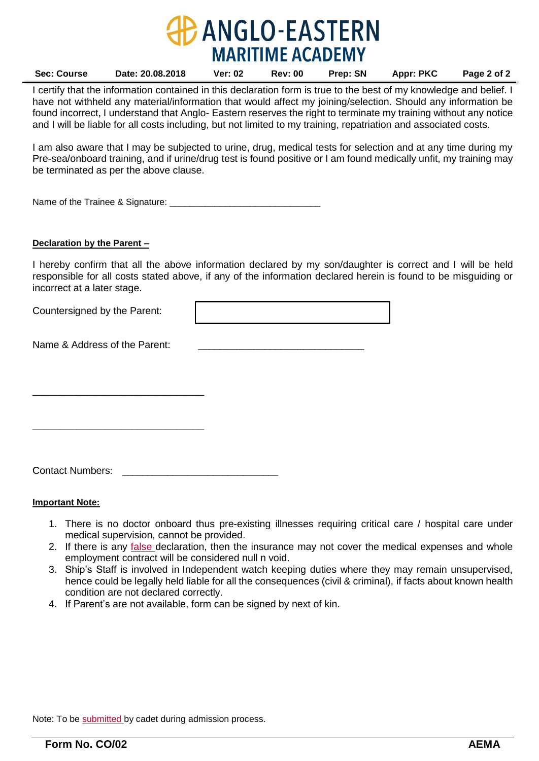I certify that the information contained in this declaration form is true to the best of my knowledge and belief. I have not withheld any material/information that would affect my joining/selection. Should any information be found incorrect, I understand that Anglo- Eastern reserves the right to terminate my training without any notice and I will be liable for all costs including, but not limited to my training, repatriation and associated costs.

I am also aware that I may be subjected to urine, drug, medical tests for selection and at any time during my Pre-sea/onboard training, and if urine/drug test is found positive or I am found medically unfit, my training may be terminated as per the above clause.

Name of the Trainee & Signature: ______________________________

**Declaration by the Parent –**

I hereby confirm that all the above information declared by my son/daughter is correct and I will be held responsible for all costs stated above, if any of the information declared herein is found to be misguiding or incorrect at a later stage.

Countersigned by the Parent:

Name & Address of the Parent: ______________________________

______________________________

______________________________

Contact Numbers: ______________________________

**Important Note:**

1. There is no doctor onboard thus pre-existing illnesses requiring critical care / hospital care under medical supervision, cannot be provided.
2. If there is any false declaration, then the insurance may not cover the medical expenses and whole employment contract will be considered null n void.
3. Ship's Staff is involved in Independent watch keeping duties where they may remain unsupervised, hence could be legally held liable for all the consequences (civil & criminal), if facts about known health condition are not declared correctly.
4. If Parent's are not available, form can be signed by next of kin.

Note: To be submitted by cadet during admission process.